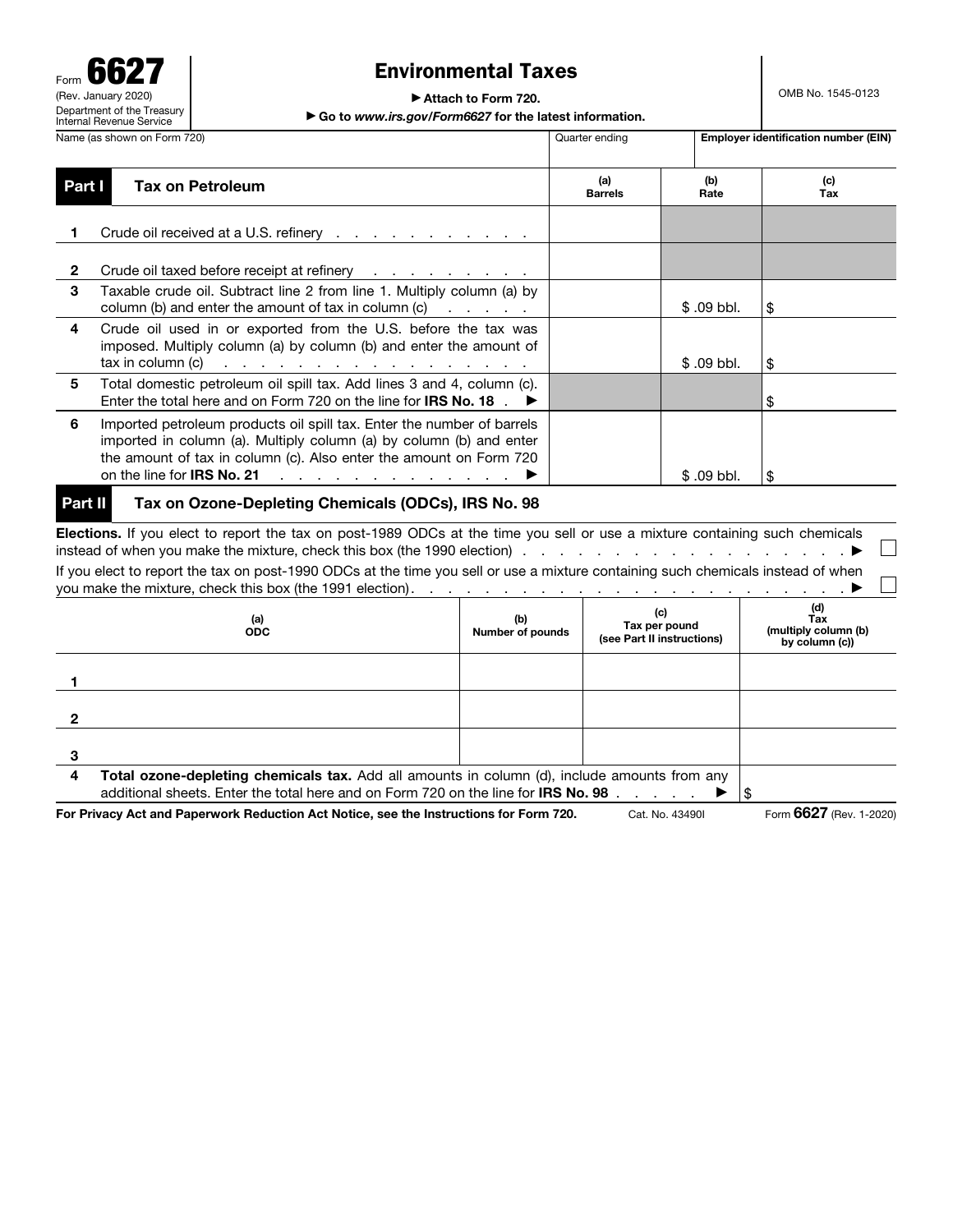Form **6627** (Rev. January 2020)
Department of the Treasury
Internal Revenue Service

# Environmental Taxes

▶ Attach to Form 720.
▶ Go to *www.irs.gov/Form6627* for the latest information.

OMB No. 1545-0123

| Name (as shown on Form 720) | Quarter ending | Employer identification number (EIN) |
|---|---|---|
| | | |

## Part I Tax on Petroleum

| | | (a) Barrels | (b) Rate | (c) Tax |
|---|---|---|---|---|
| 1 | Crude oil received at a U.S. refinery | | | |
| 2 | Crude oil taxed before receipt at refinery | | | |
| 3 | Taxable crude oil. Subtract line 2 from line 1. Multiply column (a) by column (b) and enter the amount of tax in column (c) | | $ .09 bbl. | $ |
| 4 | Crude oil used in or exported from the U.S. before the tax was imposed. Multiply column (a) by column (b) and enter the amount of tax in column (c) | | $ .09 bbl. | $ |
| 5 | Total domestic petroleum oil spill tax. Add lines 3 and 4, column (c). Enter the total here and on Form 720 on the line for **IRS No. 18** ▶ | | | $ |
| 6 | Imported petroleum products oil spill tax. Enter the number of barrels imported in column (a). Multiply column (a) by column (b) and enter the amount of tax in column (c). Also enter the amount on Form 720 on the line for **IRS No. 21** ▶ | | $ .09 bbl. | $ |

## Part II Tax on Ozone-Depleting Chemicals (ODCs), IRS No. 98

**Elections.** If you elect to report the tax on post-1989 ODCs at the time you sell or use a mixture containing such chemicals instead of when you make the mixture, check this box (the 1990 election) ▶ ☐

If you elect to report the tax on post-1990 ODCs at the time you sell or use a mixture containing such chemicals instead of when you make the mixture, check this box (the 1991 election) ▶ ☐

| | (a) ODC | (b) Number of pounds | (c) Tax per pound (see Part II instructions) | (d) Tax (multiply column (b) by column (c)) |
|---|---|---|---|---|
| 1 | | | | |
| 2 | | | | |
| 3 | | | | |
| 4 | **Total ozone-depleting chemicals tax.** Add all amounts in column (d), include amounts from any additional sheets. Enter the total here and on Form 720 on the line for **IRS No. 98** ▶ | | | $ |

**For Privacy Act and Paperwork Reduction Act Notice, see the Instructions for Form 720.** Cat. No. 43490I Form **6627** (Rev. 1-2020)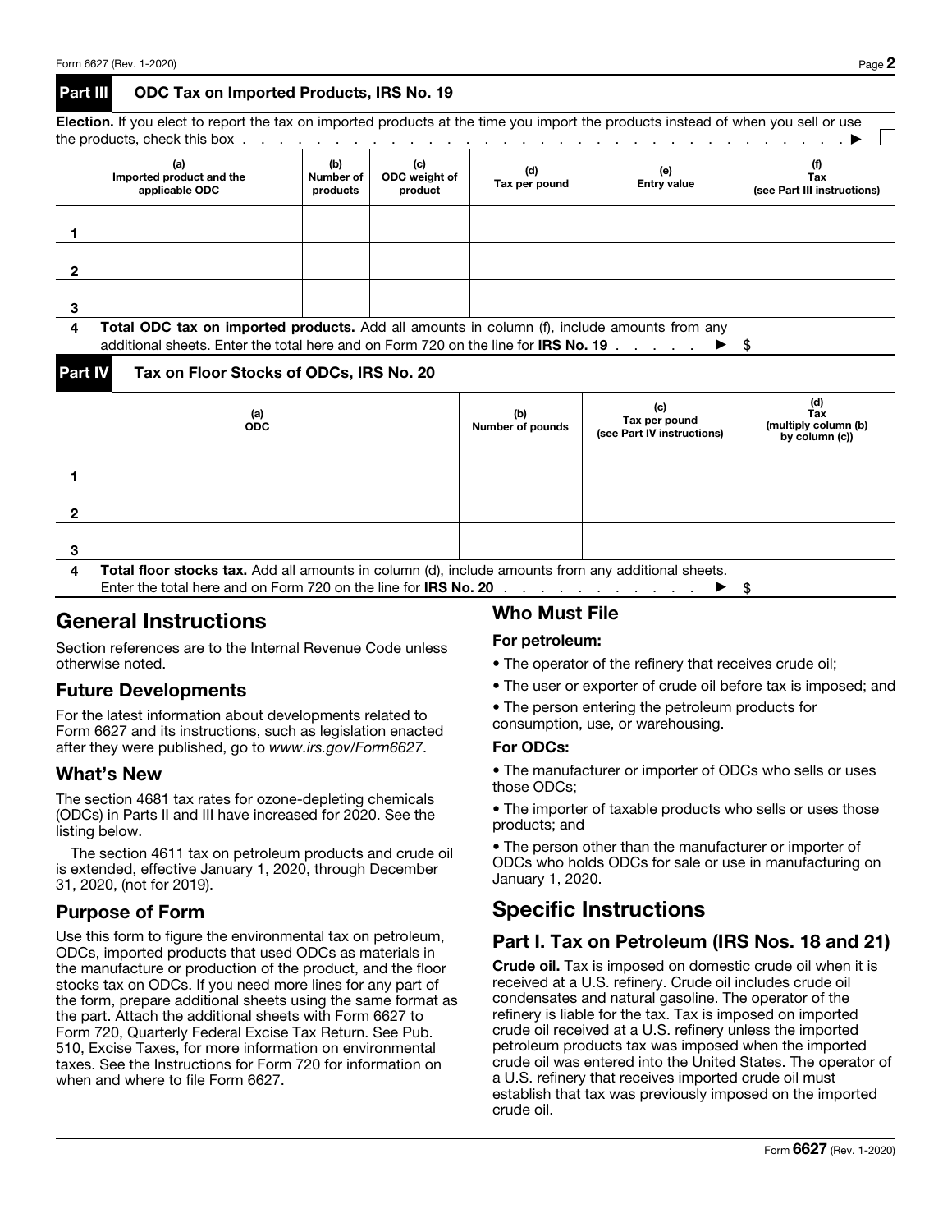## Part III ODC Tax on Imported Products, IRS No. 19

**Election.** If you elect to report the tax on imported products at the time you import the products instead of when you sell or use the products, check this box . . . . . . . . . . . . . . . . . . . . . . . . . ▶ ☐

| | (a) Imported product and the applicable ODC | (b) Number of products | (c) ODC weight of product | (d) Tax per pound | (e) Entry value | (f) Tax (see Part III instructions) |
|---|---|---|---|---|---|---|
| 1 | | | | | | |
| 2 | | | | | | |
| 3 | | | | | | |
| 4 | **Total ODC tax on imported products.** Add all amounts in column (f), include amounts from any additional sheets. Enter the total here and on Form 720 on the line for **IRS No. 19** . . . . . ▶ | | | | | $ |

## Part IV Tax on Floor Stocks of ODCs, IRS No. 20

| | (a) ODC | (b) Number of pounds | (c) Tax per pound (see Part IV instructions) | (d) Tax (multiply column (b) by column (c)) |
|---|---|---|---|---|
| 1 | | | | |
| 2 | | | | |
| 3 | | | | |
| 4 | **Total floor stocks tax.** Add all amounts in column (d), include amounts from any additional sheets. Enter the total here and on Form 720 on the line for **IRS No. 20** . . . . . . . . . . . ▶ | | | $ |

# General Instructions

Section references are to the Internal Revenue Code unless otherwise noted.

## Future Developments

For the latest information about developments related to Form 6627 and its instructions, such as legislation enacted after they were published, go to *www.irs.gov/Form6627*.

## What's New

The section 4681 tax rates for ozone-depleting chemicals (ODCs) in Parts II and III have increased for 2020. See the listing below.

The section 4611 tax on petroleum products and crude oil is extended, effective January 1, 2020, through December 31, 2020, (not for 2019).

## Purpose of Form

Use this form to figure the environmental tax on petroleum, ODCs, imported products that used ODCs as materials in the manufacture or production of the product, and the floor stocks tax on ODCs. If you need more lines for any part of the form, prepare additional sheets using the same format as the part. Attach the additional sheets with Form 6627 to Form 720, Quarterly Federal Excise Tax Return. See Pub. 510, Excise Taxes, for more information on environmental taxes. See the Instructions for Form 720 for information on when and where to file Form 6627.

## Who Must File

**For petroleum:**

- The operator of the refinery that receives crude oil;
- The user or exporter of crude oil before tax is imposed; and
- The person entering the petroleum products for consumption, use, or warehousing.

**For ODCs:**

- The manufacturer or importer of ODCs who sells or uses those ODCs;
- The importer of taxable products who sells or uses those products; and
- The person other than the manufacturer or importer of ODCs who holds ODCs for sale or use in manufacturing on January 1, 2020.

# Specific Instructions

## Part I. Tax on Petroleum (IRS Nos. 18 and 21)

**Crude oil.** Tax is imposed on domestic crude oil when it is received at a U.S. refinery. Crude oil includes crude oil condensates and natural gasoline. The operator of the refinery is liable for the tax. Tax is imposed on imported crude oil received at a U.S. refinery unless the imported petroleum products tax was imposed when the imported crude oil was entered into the United States. The operator of a U.S. refinery that receives imported crude oil must establish that tax was previously imposed on the imported crude oil.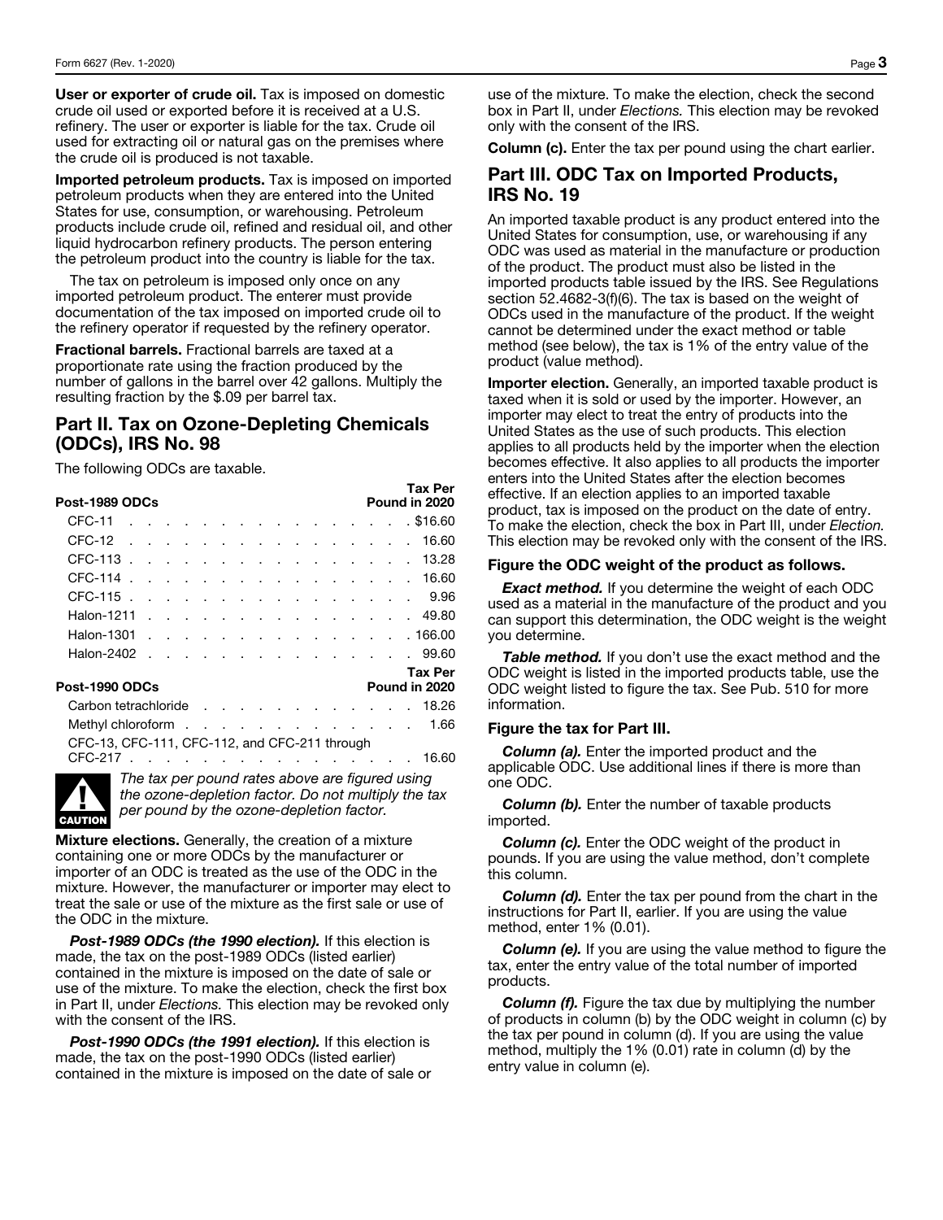**User or exporter of crude oil.** Tax is imposed on domestic crude oil used or exported before it is received at a U.S. refinery. The user or exporter is liable for the tax. Crude oil used for extracting oil or natural gas on the premises where the crude oil is produced is not taxable.

**Imported petroleum products.** Tax is imposed on imported petroleum products when they are entered into the United States for use, consumption, or warehousing. Petroleum products include crude oil, refined and residual oil, and other liquid hydrocarbon refinery products. The person entering the petroleum product into the country is liable for the tax.

The tax on petroleum is imposed only once on any imported petroleum product. The enterer must provide documentation of the tax imposed on imported crude oil to the refinery operator if requested by the refinery operator.

**Fractional barrels.** Fractional barrels are taxed at a proportionate rate using the fraction produced by the number of gallons in the barrel over 42 gallons. Multiply the resulting fraction by the $.09 per barrel tax.

## Part II. Tax on Ozone-Depleting Chemicals (ODCs), IRS No. 98

The following ODCs are taxable.

| Post-1989 ODCs | Tax Per Pound in 2020 |
|---|---|
| CFC-11 | $16.60 |
| CFC-12 | 16.60 |
| CFC-113 | 13.28 |
| CFC-114 | 16.60 |
| CFC-115 | 9.96 |
| Halon-1211 | 49.80 |
| Halon-1301 | 166.00 |
| Halon-2402 | 99.60 |

| Post-1990 ODCs | Tax Per Pound in 2020 |
|---|---|
| Carbon tetrachloride | 18.26 |
| Methyl chloroform | 1.66 |
| CFC-13, CFC-111, CFC-112, and CFC-211 through CFC-217 | 16.60 |

**CAUTION:** *The tax per pound rates above are figured using the ozone-depletion factor. Do not multiply the tax per pound by the ozone-depletion factor.*

**Mixture elections.** Generally, the creation of a mixture containing one or more ODCs by the manufacturer or importer of an ODC is treated as the use of the ODC in the mixture. However, the manufacturer or importer may elect to treat the sale or use of the mixture as the first sale or use of the ODC in the mixture.

***Post-1989 ODCs (the 1990 election).*** If this election is made, the tax on the post-1989 ODCs (listed earlier) contained in the mixture is imposed on the date of sale or use of the mixture. To make the election, check the first box in Part II, under *Elections.* This election may be revoked only with the consent of the IRS.

***Post-1990 ODCs (the 1991 election).*** If this election is made, the tax on the post-1990 ODCs (listed earlier) contained in the mixture is imposed on the date of sale or use of the mixture. To make the election, check the second box in Part II, under *Elections.* This election may be revoked only with the consent of the IRS.

**Column (c).** Enter the tax per pound using the chart earlier.

## Part III. ODC Tax on Imported Products, IRS No. 19

An imported taxable product is any product entered into the United States for consumption, use, or warehousing if any ODC was used as material in the manufacture or production of the product. The product must also be listed in the imported products table issued by the IRS. See Regulations section 52.4682-3(f)(6). The tax is based on the weight of ODCs used in the manufacture of the product. If the weight cannot be determined under the exact method or table method (see below), the tax is 1% of the entry value of the product (value method).

**Importer election.** Generally, an imported taxable product is taxed when it is sold or used by the importer. However, an importer may elect to treat the entry of products into the United States as the use of such products. This election applies to all products held by the importer when the election becomes effective. It also applies to all products the importer enters into the United States after the election becomes effective. If an election applies to an imported taxable product, tax is imposed on the product on the date of entry. To make the election, check the box in Part III, under *Election.* This election may be revoked only with the consent of the IRS.

### Figure the ODC weight of the product as follows.

***Exact method.*** If you determine the weight of each ODC used as a material in the manufacture of the product and you can support this determination, the ODC weight is the weight you determine.

***Table method.*** If you don't use the exact method and the ODC weight is listed in the imported products table, use the ODC weight listed to figure the tax. See Pub. 510 for more information.

### Figure the tax for Part III.

***Column (a).*** Enter the imported product and the applicable ODC. Use additional lines if there is more than one ODC.

***Column (b).*** Enter the number of taxable products imported.

***Column (c).*** Enter the ODC weight of the product in pounds. If you are using the value method, don't complete this column.

***Column (d).*** Enter the tax per pound from the chart in the instructions for Part II, earlier. If you are using the value method, enter 1% (0.01).

***Column (e).*** If you are using the value method to figure the tax, enter the entry value of the total number of imported products.

***Column (f).*** Figure the tax due by multiplying the number of products in column (b) by the ODC weight in column (c) by the tax per pound in column (d). If you are using the value method, multiply the 1% (0.01) rate in column (d) by the entry value in column (e).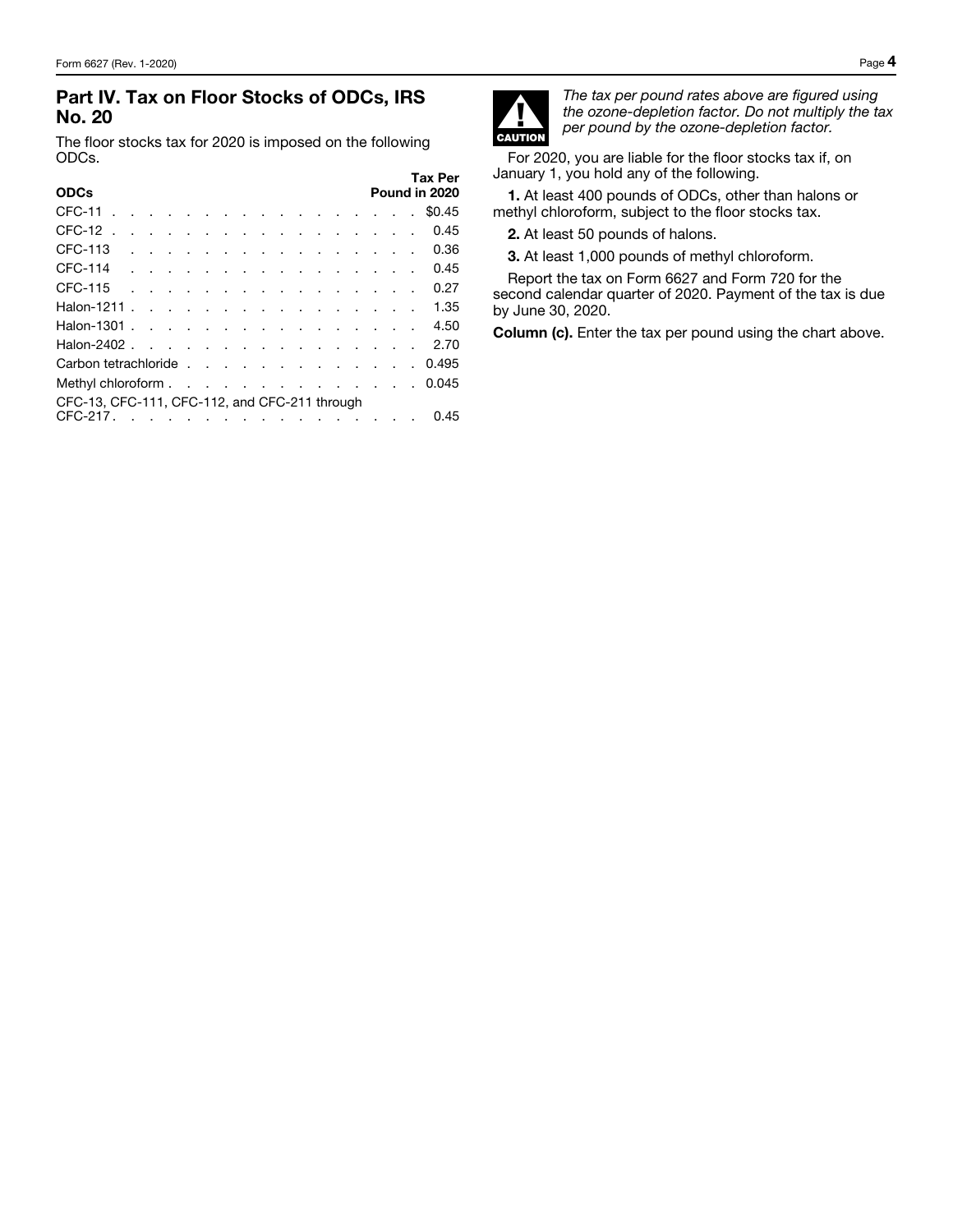## Part IV. Tax on Floor Stocks of ODCs, IRS No. 20

The floor stocks tax for 2020 is imposed on the following ODCs.

| ODCs | Tax Per Pound in 2020 |
|---|---|
| CFC-11 | $0.45 |
| CFC-12 | 0.45 |
| CFC-113 | 0.36 |
| CFC-114 | 0.45 |
| CFC-115 | 0.27 |
| Halon-1211 | 1.35 |
| Halon-1301 | 4.50 |
| Halon-2402 | 2.70 |
| Carbon tetrachloride | 0.495 |
| Methyl chloroform | 0.045 |
| CFC-13, CFC-111, CFC-112, and CFC-211 through CFC-217 | 0.45 |

**CAUTION**

*The tax per pound rates above are figured using the ozone-depletion factor. Do not multiply the tax per pound by the ozone-depletion factor.*

For 2020, you are liable for the floor stocks tax if, on January 1, you hold any of the following.

**1.** At least 400 pounds of ODCs, other than halons or methyl chloroform, subject to the floor stocks tax.

**2.** At least 50 pounds of halons.

**3.** At least 1,000 pounds of methyl chloroform.

Report the tax on Form 6627 and Form 720 for the second calendar quarter of 2020. Payment of the tax is due by June 30, 2020.

**Column (c).** Enter the tax per pound using the chart above.